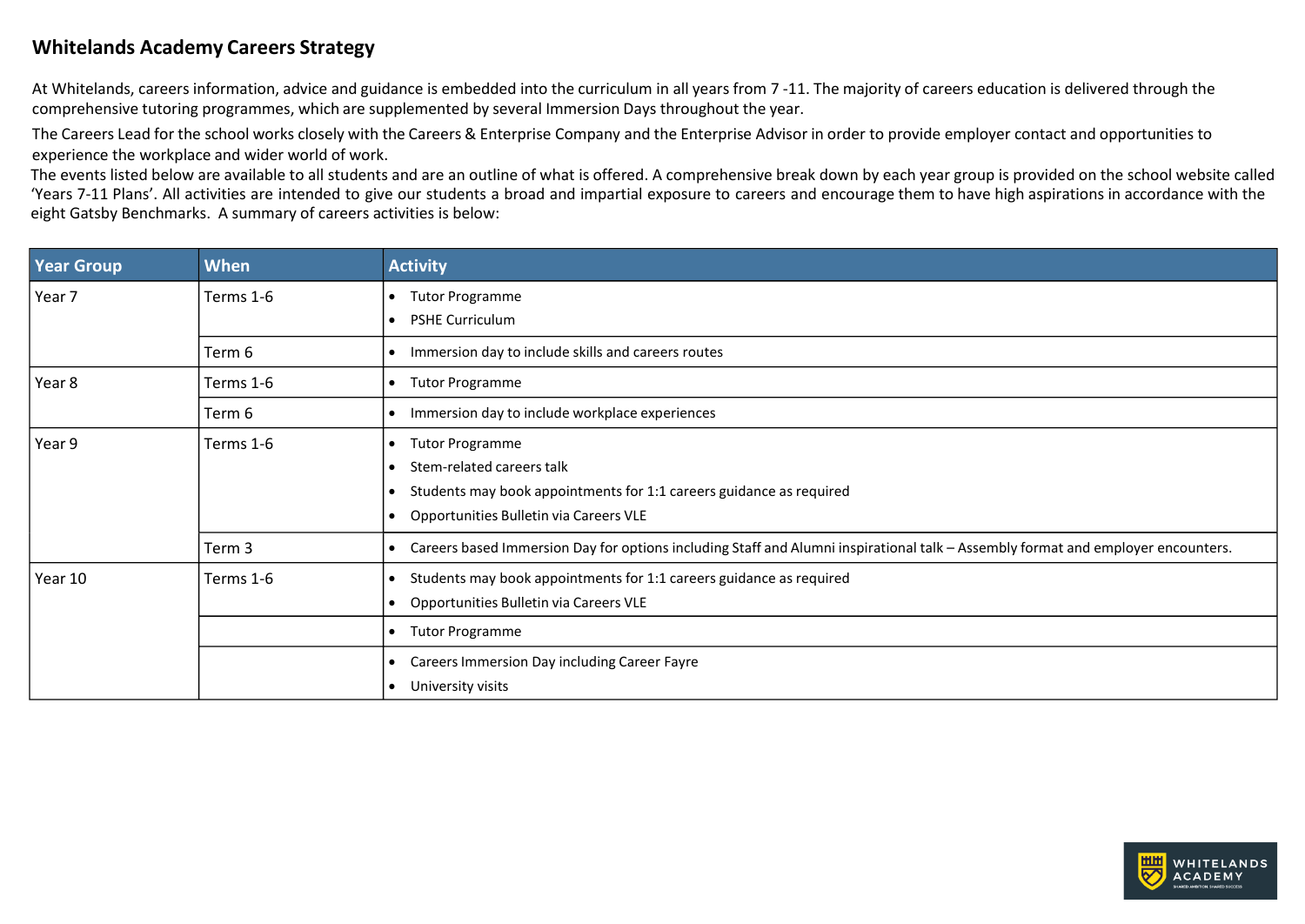## Whitelands Academy Careers Strategy

At Whitelands, careers information, advice and guidance is embedded into the curriculum in all years from 7 -11. The majority of careers education is delivered through the comprehensive tutoring programmes, which are supplemented by several Immersion Days throughout the year.

The Careers Lead for the school works closely with the Careers & Enterprise Company and the Enterprise Advisor in order to provide employer contact and opportunities to experience the workplace and wider world of work.

The events listed below are available to all students and are an outline of what is offered. A comprehensive break down by each year group is provided on the school website called 'Years 7-11 Plans'. All activities are intended to give our students a broad and impartial exposure to careers and encourage them to have high aspirations in accordance with the eight Gatsby Benchmarks. A summary of careers activities is below:

| Year Group | When | Activity |
|---|---|---|
| Year 7 | Terms 1-6 | • Tutor Programme<br>• PSHE Curriculum |
| | Term 6 | • Immersion day to include skills and careers routes |
| Year 8 | Terms 1-6 | • Tutor Programme |
| | Term 6 | • Immersion day to include workplace experiences |
| Year 9 | Terms 1-6 | • Tutor Programme<br>• Stem-related careers talk<br>• Students may book appointments for 1:1 careers guidance as required<br>• Opportunities Bulletin via Careers VLE |
| | Term 3 | • Careers based Immersion Day for options including Staff and Alumni inspirational talk – Assembly format and employer encounters. |
| Year 10 | Terms 1-6 | • Students may book appointments for 1:1 careers guidance as required<br>• Opportunities Bulletin via Careers VLE |
| | | • Tutor Programme |
| | | • Careers Immersion Day including Career Fayre<br>• University visits |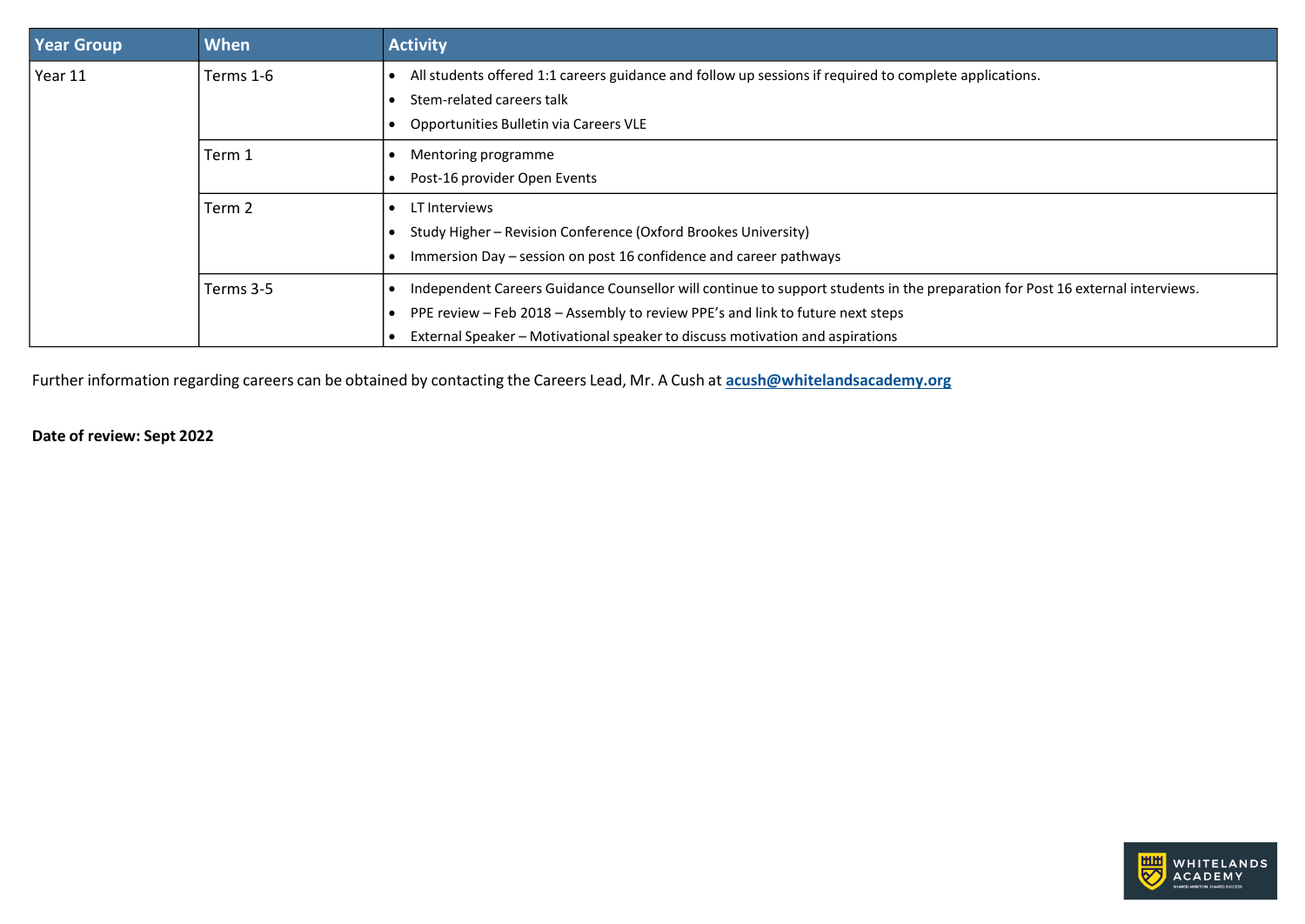| Year Group | When | Activity |
|---|---|---|
| Year 11 | Terms 1-6 | • All students offered 1:1 careers guidance and follow up sessions if required to complete applications.<br>• Stem-related careers talk<br>• Opportunities Bulletin via Careers VLE |
| | Term 1 | • Mentoring programme<br>• Post-16 provider Open Events |
| | Term 2 | • LT Interviews<br>• Study Higher – Revision Conference (Oxford Brookes University)<br>• Immersion Day – session on post 16 confidence and career pathways |
| | Terms 3-5 | • Independent Careers Guidance Counsellor will continue to support students in the preparation for Post 16 external interviews.<br>• PPE review – Feb 2018 – Assembly to review PPE's and link to future next steps<br>• External Speaker – Motivational speaker to discuss motivation and aspirations |

Further information regarding careers can be obtained by contacting the Careers Lead, Mr. A Cush at **acush@whitelandsacademy.org**

**Date of review: Sept 2022**